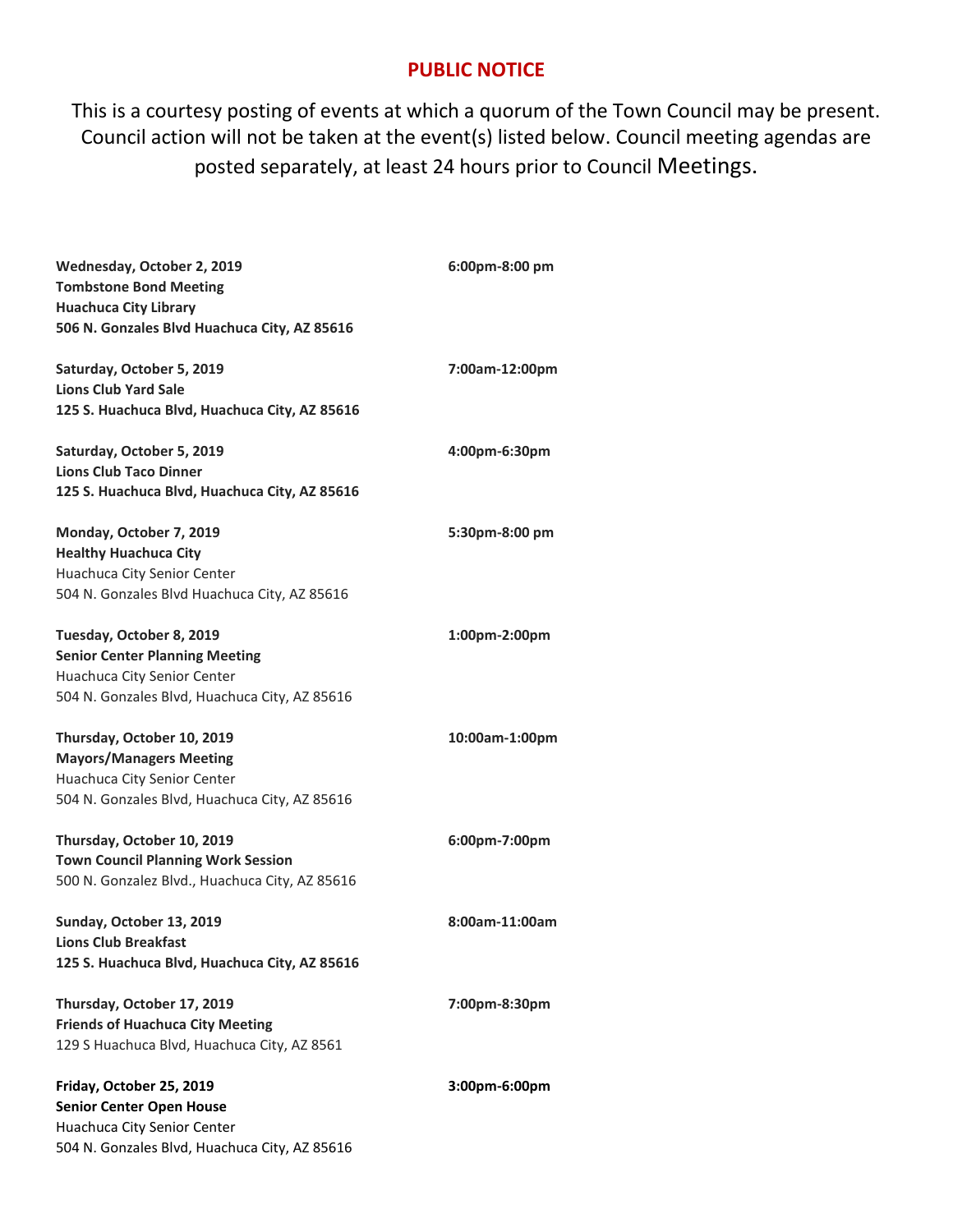# PUBLIC NOTICE

This is a courtesy posting of events at which a quorum of the Town Council may be present. Council action will not be taken at the event(s) listed below. Council meeting agendas are posted separately, at least 24 hours prior to Council Meetings.

**Wednesday, October 2, 2019** — **6:00pm-8:00 pm**
**Tombstone Bond Meeting**
**Huachuca City Library**
**506 N. Gonzales Blvd Huachuca City, AZ 85616**

**Saturday, October 5, 2019** — **7:00am-12:00pm**
**Lions Club Yard Sale**
**125 S. Huachuca Blvd, Huachuca City, AZ 85616**

**Saturday, October 5, 2019** — **4:00pm-6:30pm**
**Lions Club Taco Dinner**
**125 S. Huachuca Blvd, Huachuca City, AZ 85616**

**Monday, October 7, 2019** — **5:30pm-8:00 pm**
**Healthy Huachuca City**
Huachuca City Senior Center
504 N. Gonzales Blvd Huachuca City, AZ 85616

**Tuesday, October 8, 2019** — **1:00pm-2:00pm**
**Senior Center Planning Meeting**
Huachuca City Senior Center
504 N. Gonzales Blvd, Huachuca City, AZ 85616

**Thursday, October 10, 2019** — **10:00am-1:00pm**
**Mayors/Managers Meeting**
Huachuca City Senior Center
504 N. Gonzales Blvd, Huachuca City, AZ 85616

**Thursday, October 10, 2019** — **6:00pm-7:00pm**
**Town Council Planning Work Session**
500 N. Gonzalez Blvd., Huachuca City, AZ 85616

**Sunday, October 13, 2019** — **8:00am-11:00am**
**Lions Club Breakfast**
**125 S. Huachuca Blvd, Huachuca City, AZ 85616**

**Thursday, October 17, 2019** — **7:00pm-8:30pm**
**Friends of Huachuca City Meeting**
129 S Huachuca Blvd, Huachuca City, AZ 8561

**Friday, October 25, 2019** — **3:00pm-6:00pm**
**Senior Center Open House**
Huachuca City Senior Center
504 N. Gonzales Blvd, Huachuca City, AZ 85616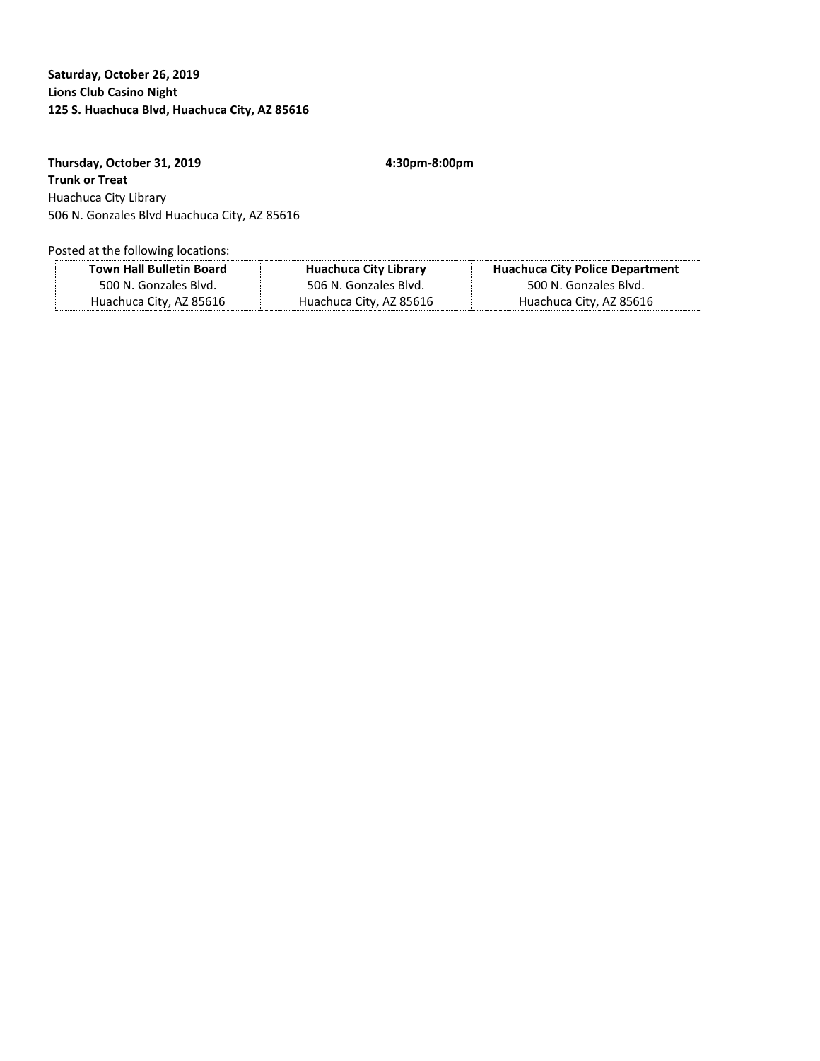**Saturday, October 26, 2019**
**Lions Club Casino Night**
**125 S. Huachuca Blvd, Huachuca City, AZ 85616**

**Thursday, October 31, 2019** **4:30pm-8:00pm**
**Trunk or Treat**
Huachuca City Library
506 N. Gonzales Blvd Huachuca City, AZ 85616

Posted at the following locations:

| **Town Hall Bulletin Board** | **Huachuca City Library** | **Huachuca City Police Department** |
|---|---|---|
| 500 N. Gonzales Blvd.<br>Huachuca City, AZ 85616 | 506 N. Gonzales Blvd.<br>Huachuca City, AZ 85616 | 500 N. Gonzales Blvd.<br>Huachuca City, AZ 85616 |